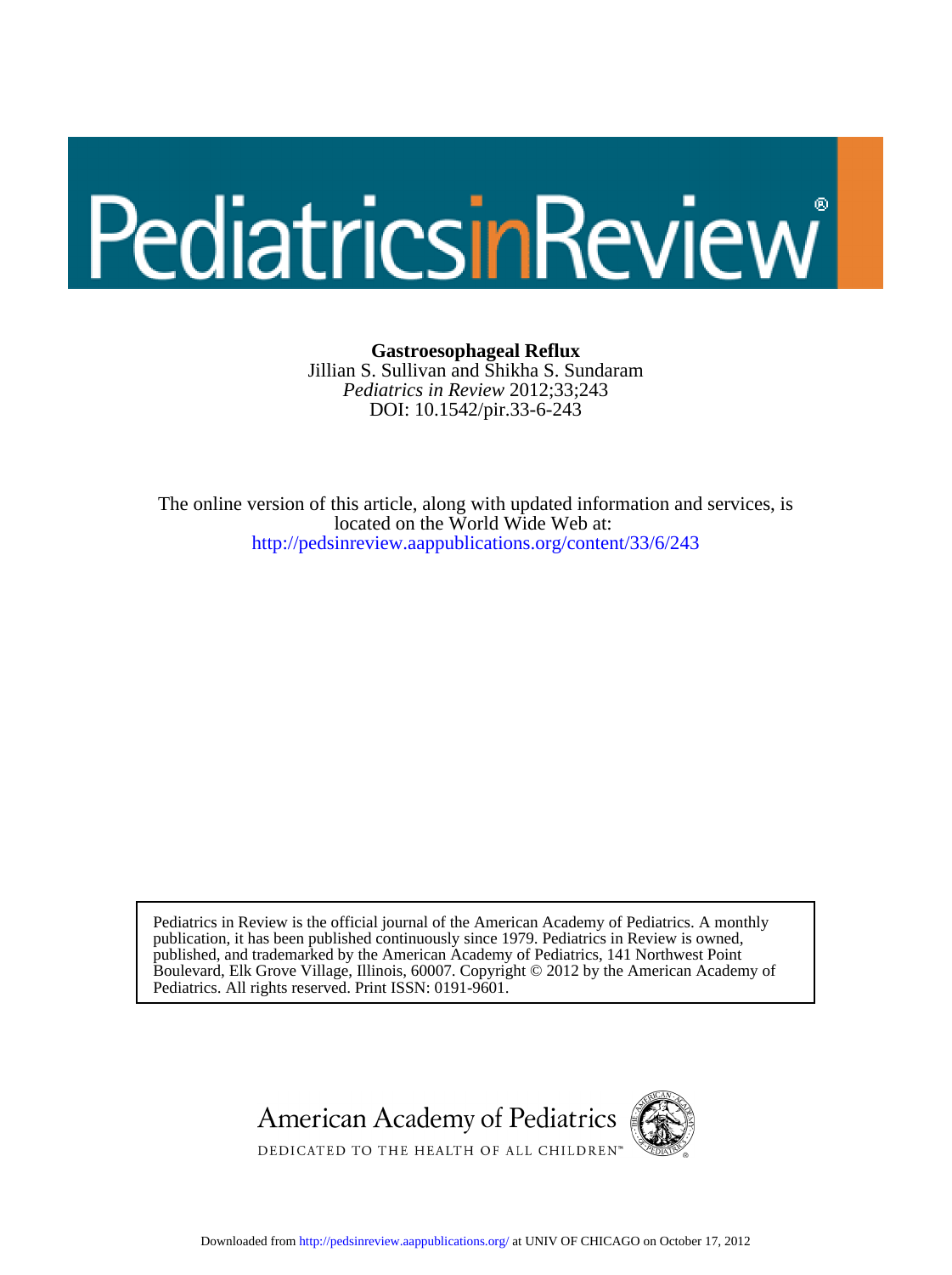# Pediatrics in Review

**Gastroesophageal Reflux**
Jillian S. Sullivan and Shikha S. Sundaram
*Pediatrics in Review* 2012;33;243
DOI: 10.1542/pir.33-6-243

The online version of this article, along with updated information and services, is located on the World Wide Web at:
http://pedsinreview.aappublications.org/content/33/6/243

Pediatrics in Review is the official journal of the American Academy of Pediatrics. A monthly publication, it has been published continuously since 1979. Pediatrics in Review is owned, published, and trademarked by the American Academy of Pediatrics, 141 Northwest Point Boulevard, Elk Grove Village, Illinois, 60007. Copyright © 2012 by the American Academy of Pediatrics. All rights reserved. Print ISSN: 0191-9601.

American Academy of Pediatrics
DEDICATED TO THE HEALTH OF ALL CHILDREN™

Downloaded from http://pedsinreview.aappublications.org/ at UNIV OF CHICAGO on October 17, 2012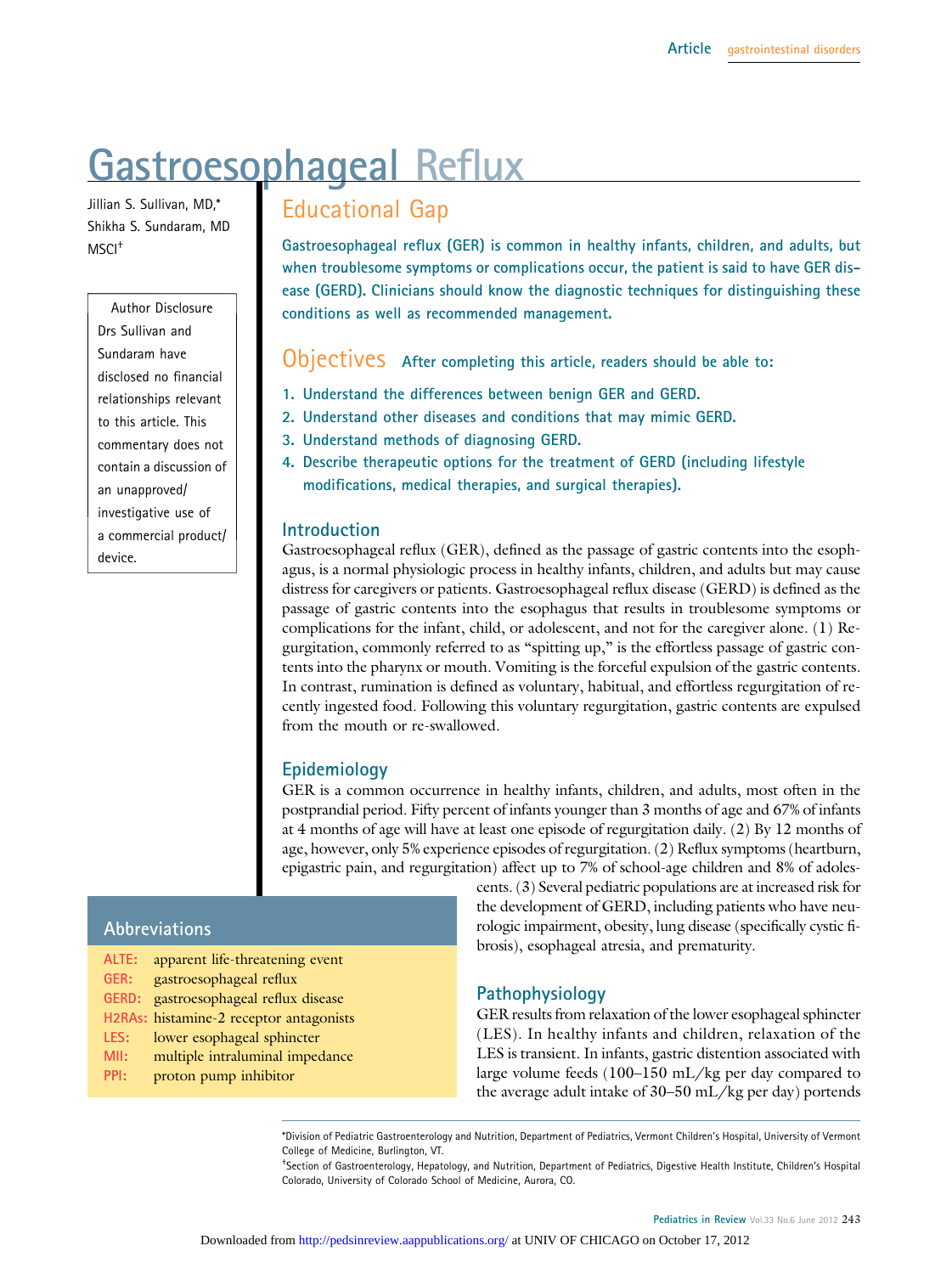# Gastroesophageal Reflux

Jillian S. Sullivan, MD,*
Shikha S. Sundaram, MD MSCI†

Author Disclosure
Drs Sullivan and Sundaram have disclosed no financial relationships relevant to this article. This commentary does not contain a discussion of an unapproved/ investigative use of a commercial product/ device.

## Educational Gap

**Gastroesophageal reflux (GER) is common in healthy infants, children, and adults, but when troublesome symptoms or complications occur, the patient is said to have GER disease (GERD). Clinicians should know the diagnostic techniques for distinguishing these conditions as well as recommended management.**

## Objectives

**After completing this article, readers should be able to:**

1. **Understand the differences between benign GER and GERD.**
2. **Understand other diseases and conditions that may mimic GERD.**
3. **Understand methods of diagnosing GERD.**
4. **Describe therapeutic options for the treatment of GERD (including lifestyle modifications, medical therapies, and surgical therapies).**

### Introduction

Gastroesophageal reflux (GER), defined as the passage of gastric contents into the esophagus, is a normal physiologic process in healthy infants, children, and adults but may cause distress for caregivers or patients. Gastroesophageal reflux disease (GERD) is defined as the passage of gastric contents into the esophagus that results in troublesome symptoms or complications for the infant, child, or adolescent, and not for the caregiver alone. (1) Regurgitation, commonly referred to as "spitting up," is the effortless passage of gastric contents into the pharynx or mouth. Vomiting is the forceful expulsion of the gastric contents. In contrast, rumination is defined as voluntary, habitual, and effortless regurgitation of recently ingested food. Following this voluntary regurgitation, gastric contents are expulsed from the mouth or re-swallowed.

### Epidemiology

GER is a common occurrence in healthy infants, children, and adults, most often in the postprandial period. Fifty percent of infants younger than 3 months of age and 67% of infants at 4 months of age will have at least one episode of regurgitation daily. (2) By 12 months of age, however, only 5% experience episodes of regurgitation. (2) Reflux symptoms (heartburn, epigastric pain, and regurgitation) affect up to 7% of school-age children and 8% of adolescents. (3) Several pediatric populations are at increased risk for the development of GERD, including patients who have neurologic impairment, obesity, lung disease (specifically cystic fibrosis), esophageal atresia, and prematurity.

### Pathophysiology

GER results from relaxation of the lower esophageal sphincter (LES). In healthy infants and children, relaxation of the LES is transient. In infants, gastric distention associated with large volume feeds (100–150 mL/kg per day compared to the average adult intake of 30–50 mL/kg per day) portends

## Abbreviations

| | |
|---|---|
| ALTE: | apparent life-threatening event |
| GER: | gastroesophageal reflux |
| GERD: | gastroesophageal reflux disease |
| H2RAs: | histamine-2 receptor antagonists |
| LES: | lower esophageal sphincter |
| MII: | multiple intraluminal impedance |
| PPI: | proton pump inhibitor |

*Division of Pediatric Gastroenterology and Nutrition, Department of Pediatrics, Vermont Children's Hospital, University of Vermont College of Medicine, Burlington, VT.

†Section of Gastroenterology, Hepatology, and Nutrition, Department of Pediatrics, Digestive Health Institute, Children's Hospital Colorado, University of Colorado School of Medicine, Aurora, CO.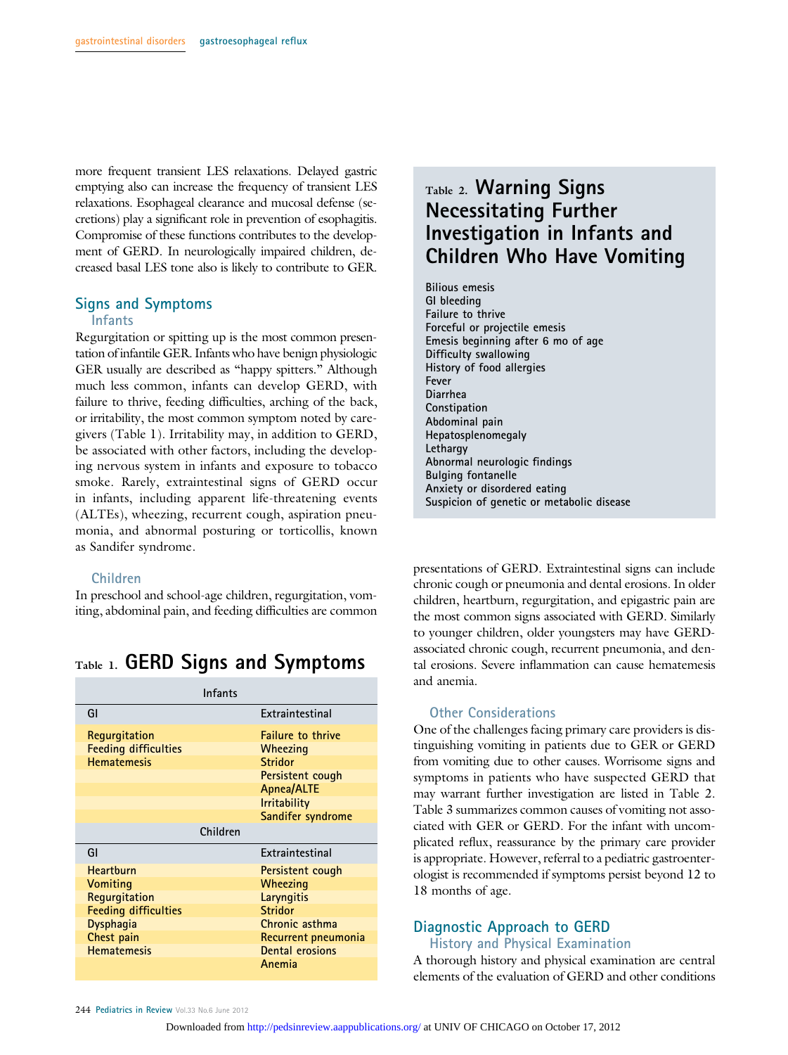more frequent transient LES relaxations. Delayed gastric emptying also can increase the frequency of transient LES relaxations. Esophageal clearance and mucosal defense (secretions) play a significant role in prevention of esophagitis. Compromise of these functions contributes to the development of GERD. In neurologically impaired children, decreased basal LES tone also is likely to contribute to GER.

## Signs and Symptoms

### Infants

Regurgitation or spitting up is the most common presentation of infantile GER. Infants who have benign physiologic GER usually are described as "happy spitters." Although much less common, infants can develop GERD, with failure to thrive, feeding difficulties, arching of the back, or irritability, the most common symptom noted by caregivers (Table 1). Irritability may, in addition to GERD, be associated with other factors, including the developing nervous system in infants and exposure to tobacco smoke. Rarely, extraintestinal signs of GERD occur in infants, including apparent life-threatening events (ALTEs), wheezing, recurrent cough, aspiration pneumonia, and abnormal posturing or torticollis, known as Sandifer syndrome.

### Children

In preschool and school-age children, regurgitation, vomiting, abdominal pain, and feeding difficulties are common presentations of GERD. Extraintestinal signs can include chronic cough or pneumonia and dental erosions. In older children, heartburn, regurgitation, and epigastric pain are the most common signs associated with GERD. Similarly to younger children, older youngsters may have GERD-associated chronic cough, recurrent pneumonia, and dental erosions. Severe inflammation can cause hematemesis and anemia.

**Table 1. GERD Signs and Symptoms**

| GI | Extraintestinal |
|---|---|
| **Infants** | |
| Regurgitation | Failure to thrive |
| Feeding difficulties | Wheezing |
| Hematemesis | Stridor |
| | Persistent cough |
| | Apnea/ALTE |
| | Irritability |
| | Sandifer syndrome |
| **Children** | |
| Heartburn | Persistent cough |
| Vomiting | Wheezing |
| Regurgitation | Laryngitis |
| Feeding difficulties | Stridor |
| Dysphagia | Chronic asthma |
| Chest pain | Recurrent pneumonia |
| Hematemesis | Dental erosions |
| | Anemia |

**Table 2. Warning Signs Necessitating Further Investigation in Infants and Children Who Have Vomiting**

- Bilious emesis
- GI bleeding
- Failure to thrive
- Forceful or projectile emesis
- Emesis beginning after 6 mo of age
- Difficulty swallowing
- History of food allergies
- Fever
- Diarrhea
- Constipation
- Abdominal pain
- Hepatosplenomegaly
- Lethargy
- Abnormal neurologic findings
- Bulging fontanelle
- Anxiety or disordered eating
- Suspicion of genetic or metabolic disease

### Other Considerations

One of the challenges facing primary care providers is distinguishing vomiting in patients due to GER or GERD from vomiting due to other causes. Worrisome signs and symptoms in patients who have suspected GERD that may warrant further investigation are listed in Table 2. Table 3 summarizes common causes of vomiting not associated with GER or GERD. For the infant with uncomplicated reflux, reassurance by the primary care provider is appropriate. However, referral to a pediatric gastroenterologist is recommended if symptoms persist beyond 12 to 18 months of age.

## Diagnostic Approach to GERD

### History and Physical Examination

A thorough history and physical examination are central elements of the evaluation of GERD and other conditions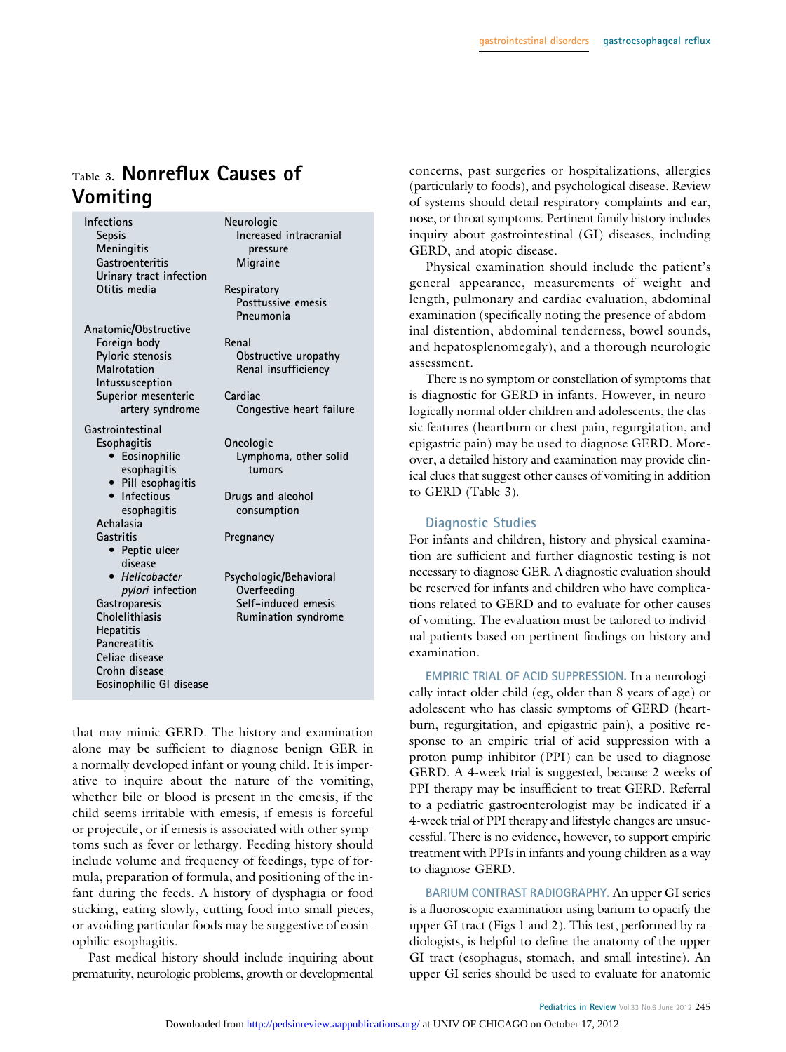## Table 3. Nonreflux Causes of Vomiting

| | |
|---|---|
| **Infections** | **Neurologic** |
| Sepsis | Increased intracranial pressure |
| Meningitis | Migraine |
| Gastroenteritis | |
| Urinary tract infection | **Respiratory** |
| Otitis media | Posttussive emesis |
| | Pneumonia |
| **Anatomic/Obstructive** | |
| Foreign body | **Renal** |
| Pyloric stenosis | Obstructive uropathy |
| Malrotation | Renal insufficiency |
| Intussusception | |
| Superior mesenteric artery syndrome | **Cardiac** |
| | Congestive heart failure |
| **Gastrointestinal** | |
| Esophagitis | **Oncologic** |
| • Eosinophilic esophagitis | Lymphoma, other solid tumors |
| • Pill esophagitis | |
| • Infectious esophagitis | **Drugs and alcohol consumption** |
| Achalasia | |
| Gastritis | **Pregnancy** |
| • Peptic ulcer disease | |
| • *Helicobacter pylori* infection | **Psychologic/Behavioral** |
| Gastroparesis | Overfeeding |
| Cholelithiasis | Self-induced emesis |
| Hepatitis | Rumination syndrome |
| Pancreatitis | |
| Celiac disease | |
| Crohn disease | |
| Eosinophilic GI disease | |

that may mimic GERD. The history and examination alone may be sufficient to diagnose benign GER in a normally developed infant or young child. It is imperative to inquire about the nature of the vomiting, whether bile or blood is present in the emesis, if the child seems irritable with emesis, if emesis is forceful or projectile, or if emesis is associated with other symptoms such as fever or lethargy. Feeding history should include volume and frequency of feedings, type of formula, preparation of formula, and positioning of the infant during the feeds. A history of dysphagia or food sticking, eating slowly, cutting food into small pieces, or avoiding particular foods may be suggestive of eosinophilic esophagitis.

Past medical history should include inquiring about prematurity, neurologic problems, growth or developmental concerns, past surgeries or hospitalizations, allergies (particularly to foods), and psychological disease. Review of systems should detail respiratory complaints and ear, nose, or throat symptoms. Pertinent family history includes inquiry about gastrointestinal (GI) diseases, including GERD, and atopic disease.

Physical examination should include the patient's general appearance, measurements of weight and length, pulmonary and cardiac evaluation, abdominal examination (specifically noting the presence of abdominal distention, abdominal tenderness, bowel sounds, and hepatosplenomegaly), and a thorough neurologic assessment.

There is no symptom or constellation of symptoms that is diagnostic for GERD in infants. However, in neurologically normal older children and adolescents, the classic features (heartburn or chest pain, regurgitation, and epigastric pain) may be used to diagnose GERD. Moreover, a detailed history and examination may provide clinical clues that suggest other causes of vomiting in addition to GERD (Table 3).

### Diagnostic Studies

For infants and children, history and physical examination are sufficient and further diagnostic testing is not necessary to diagnose GER. A diagnostic evaluation should be reserved for infants and children who have complications related to GERD and to evaluate for other causes of vomiting. The evaluation must be tailored to individual patients based on pertinent findings on history and examination.

**EMPIRIC TRIAL OF ACID SUPPRESSION.** In a neurologically intact older child (eg, older than 8 years of age) or adolescent who has classic symptoms of GERD (heartburn, regurgitation, and epigastric pain), a positive response to an empiric trial of acid suppression with a proton pump inhibitor (PPI) can be used to diagnose GERD. A 4-week trial is suggested, because 2 weeks of PPI therapy may be insufficient to treat GERD. Referral to a pediatric gastroenterologist may be indicated if a 4-week trial of PPI therapy and lifestyle changes are unsuccessful. There is no evidence, however, to support empiric treatment with PPIs in infants and young children as a way to diagnose GERD.

**BARIUM CONTRAST RADIOGRAPHY.** An upper GI series is a fluoroscopic examination using barium to opacify the upper GI tract (Figs 1 and 2). This test, performed by radiologists, is helpful to define the anatomy of the upper GI tract (esophagus, stomach, and small intestine). An upper GI series should be used to evaluate for anatomic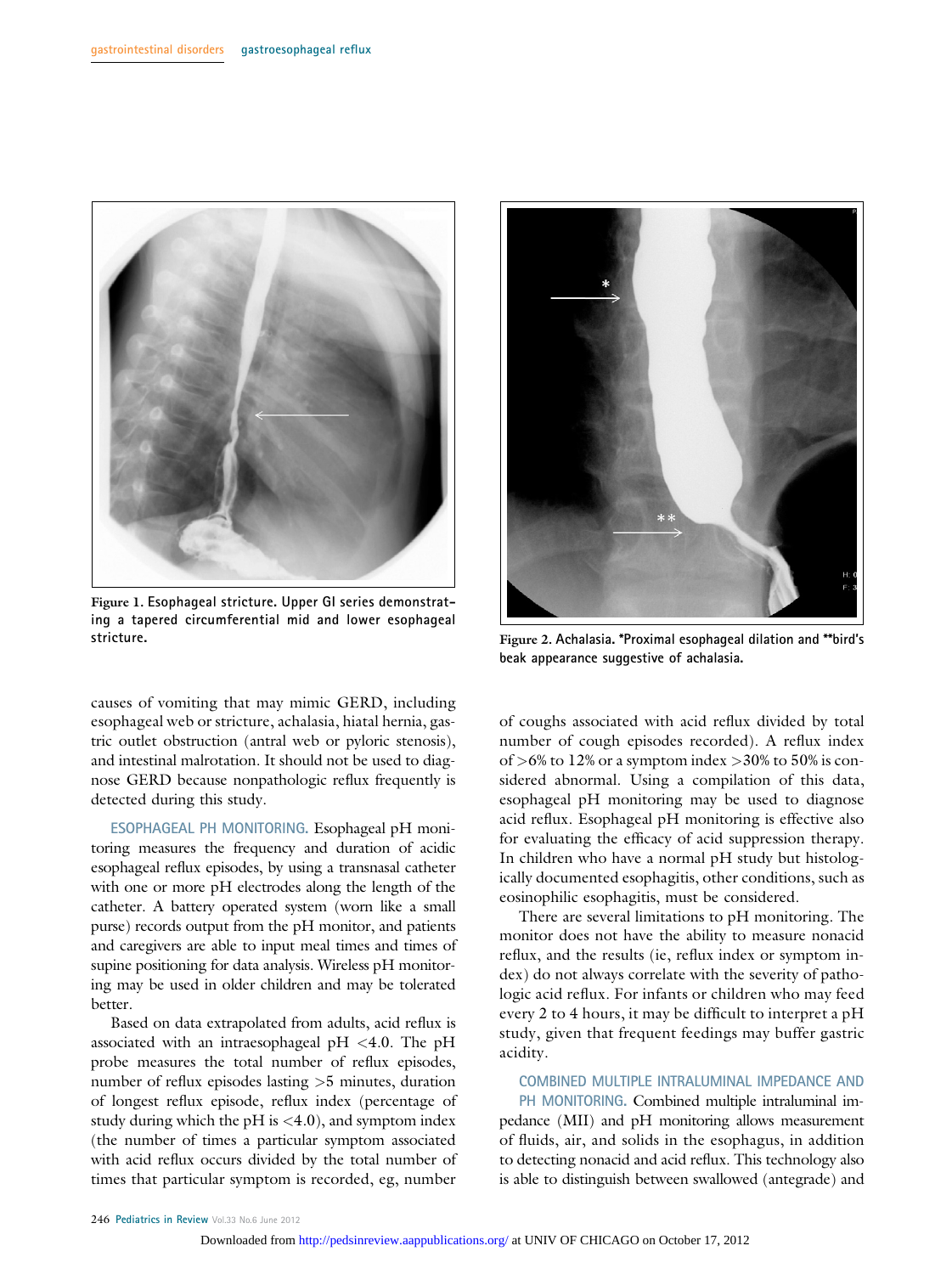Figure 1. Esophageal stricture. Upper GI series demonstrating a tapered circumferential mid and lower esophageal stricture.

Figure 2. Achalasia. *Proximal esophageal dilation and **bird's beak appearance suggestive of achalasia.

causes of vomiting that may mimic GERD, including esophageal web or stricture, achalasia, hiatal hernia, gastric outlet obstruction (antral web or pyloric stenosis), and intestinal malrotation. It should not be used to diagnose GERD because nonpathologic reflux frequently is detected during this study.

ESOPHAGEAL PH MONITORING. Esophageal pH monitoring measures the frequency and duration of acidic esophageal reflux episodes, by using a transnasal catheter with one or more pH electrodes along the length of the catheter. A battery operated system (worn like a small purse) records output from the pH monitor, and patients and caregivers are able to input meal times and times of supine positioning for data analysis. Wireless pH monitoring may be used in older children and may be tolerated better.

Based on data extrapolated from adults, acid reflux is associated with an intraesophageal pH <4.0. The pH probe measures the total number of reflux episodes, number of reflux episodes lasting >5 minutes, duration of longest reflux episode, reflux index (percentage of study during which the pH is <4.0), and symptom index (the number of times a particular symptom associated with acid reflux occurs divided by the total number of times that particular symptom is recorded, eg, number of coughs associated with acid reflux divided by total number of cough episodes recorded). A reflux index of >6% to 12% or a symptom index >30% to 50% is considered abnormal. Using a compilation of this data, esophageal pH monitoring may be used to diagnose acid reflux. Esophageal pH monitoring is effective also for evaluating the efficacy of acid suppression therapy. In children who have a normal pH study but histologically documented esophagitis, other conditions, such as eosinophilic esophagitis, must be considered.

There are several limitations to pH monitoring. The monitor does not have the ability to measure nonacid reflux, and the results (ie, reflux index or symptom index) do not always correlate with the severity of pathologic acid reflux. For infants or children who may feed every 2 to 4 hours, it may be difficult to interpret a pH study, given that frequent feedings may buffer gastric acidity.

COMBINED MULTIPLE INTRALUMINAL IMPEDANCE AND PH MONITORING. Combined multiple intraluminal impedance (MII) and pH monitoring allows measurement of fluids, air, and solids in the esophagus, in addition to detecting nonacid and acid reflux. This technology also is able to distinguish between swallowed (antegrade) and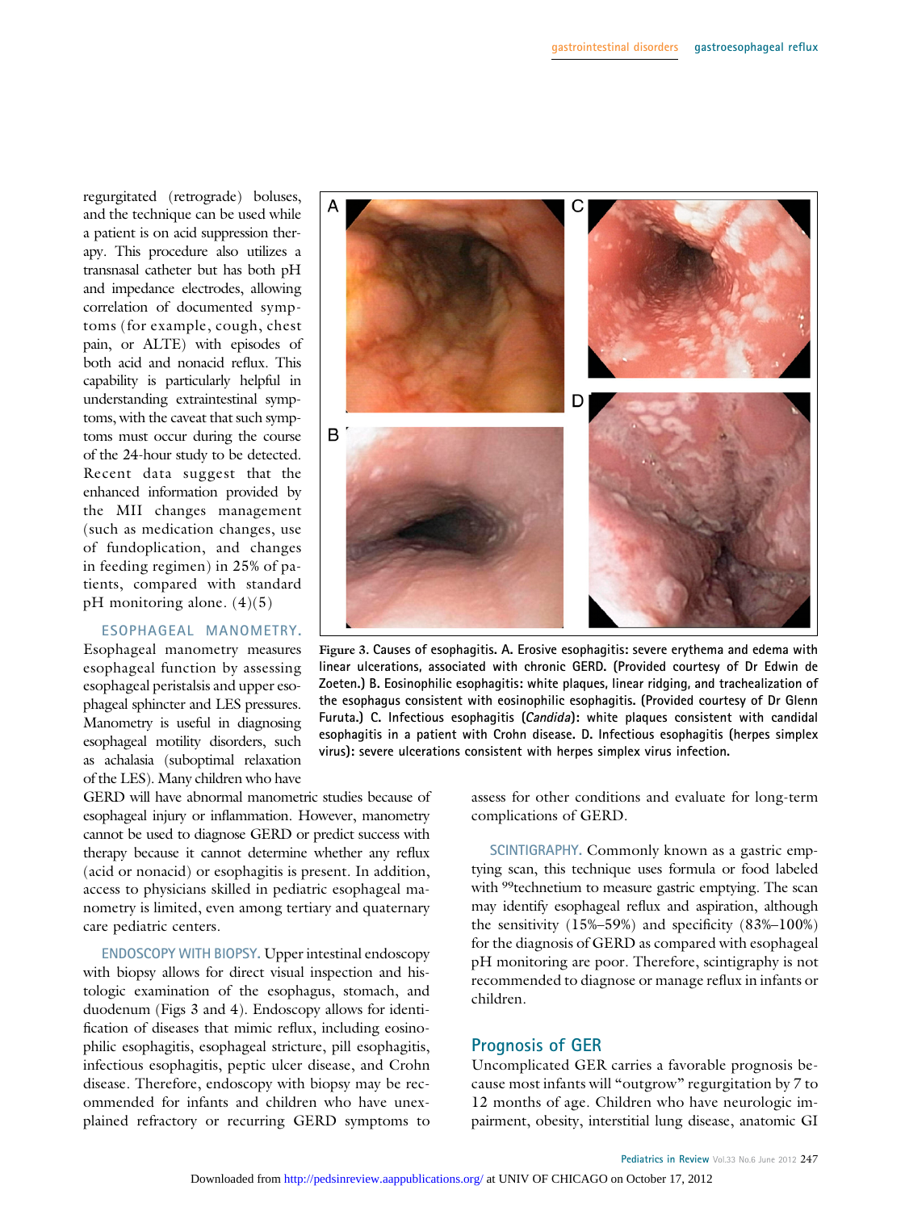regurgitated (retrograde) boluses, and the technique can be used while a patient is on acid suppression therapy. This procedure also utilizes a transnasal catheter but has both pH and impedance electrodes, allowing correlation of documented symptoms (for example, cough, chest pain, or ALTE) with episodes of both acid and nonacid reflux. This capability is particularly helpful in understanding extraintestinal symptoms, with the caveat that such symptoms must occur during the course of the 24-hour study to be detected. Recent data suggest that the enhanced information provided by the MII changes management (such as medication changes, use of fundoplication, and changes in feeding regimen) in 25% of patients, compared with standard pH monitoring alone. (4)(5)

**ESOPHAGEAL MANOMETRY.** Esophageal manometry measures esophageal function by assessing esophageal peristalsis and upper esophageal sphincter and LES pressures. Manometry is useful in diagnosing esophageal motility disorders, such as achalasia (suboptimal relaxation of the LES). Many children who have GERD will have abnormal manometric studies because of esophageal injury or inflammation. However, manometry cannot be used to diagnose GERD or predict success with therapy because it cannot determine whether any reflux (acid or nonacid) or esophagitis is present. In addition, access to physicians skilled in pediatric esophageal manometry is limited, even among tertiary and quaternary care pediatric centers.

**ENDOSCOPY WITH BIOPSY.** Upper intestinal endoscopy with biopsy allows for direct visual inspection and histologic examination of the esophagus, stomach, and duodenum (Figs 3 and 4). Endoscopy allows for identification of diseases that mimic reflux, including eosinophilic esophagitis, esophageal stricture, pill esophagitis, infectious esophagitis, peptic ulcer disease, and Crohn disease. Therefore, endoscopy with biopsy may be recommended for infants and children who have unexplained refractory or recurring GERD symptoms to assess for other conditions and evaluate for long-term complications of GERD.

Figure 3. Causes of esophagitis. A. Erosive esophagitis: severe erythema and edema with linear ulcerations, associated with chronic GERD. (Provided courtesy of Dr Edwin de Zoeten.) B. Eosinophilic esophagitis: white plaques, linear ridging, and trachealization of the esophagus consistent with eosinophilic esophagitis. (Provided courtesy of Dr Glenn Furuta.) C. Infectious esophagitis (*Candida*): white plaques consistent with candidal esophagitis in a patient with Crohn disease. D. Infectious esophagitis (herpes simplex virus): severe ulcerations consistent with herpes simplex virus infection.

**SCINTIGRAPHY.** Commonly known as a gastric emptying scan, this technique uses formula or food labeled with $^{99}$technetium to measure gastric emptying. The scan may identify esophageal reflux and aspiration, although the sensitivity (15%–59%) and specificity (83%–100%) for the diagnosis of GERD as compared with esophageal pH monitoring are poor. Therefore, scintigraphy is not recommended to diagnose or manage reflux in infants or children.

## Prognosis of GER

Uncomplicated GER carries a favorable prognosis because most infants will "outgrow" regurgitation by 7 to 12 months of age. Children who have neurologic impairment, obesity, interstitial lung disease, anatomic GI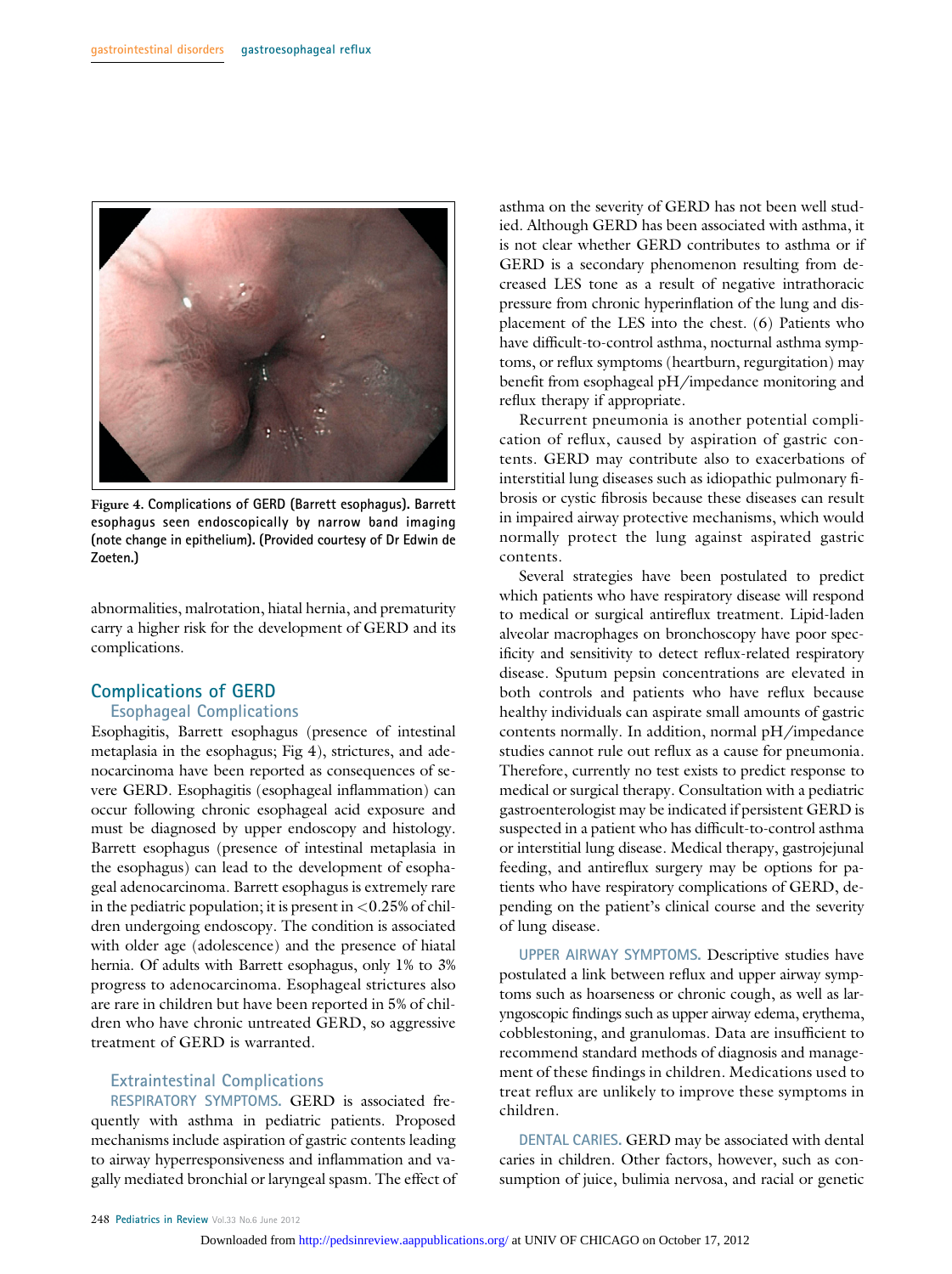Figure 4. Complications of GERD (Barrett esophagus). Barrett esophagus seen endoscopically by narrow band imaging (note change in epithelium). (Provided courtesy of Dr Edwin de Zoeten.)

abnormalities, malrotation, hiatal hernia, and prematurity carry a higher risk for the development of GERD and its complications.

## Complications of GERD

### Esophageal Complications

Esophagitis, Barrett esophagus (presence of intestinal metaplasia in the esophagus; Fig 4), strictures, and adenocarcinoma have been reported as consequences of severe GERD. Esophagitis (esophageal inflammation) can occur following chronic esophageal acid exposure and must be diagnosed by upper endoscopy and histology. Barrett esophagus (presence of intestinal metaplasia in the esophagus) can lead to the development of esophageal adenocarcinoma. Barrett esophagus is extremely rare in the pediatric population; it is present in <0.25% of children undergoing endoscopy. The condition is associated with older age (adolescence) and the presence of hiatal hernia. Of adults with Barrett esophagus, only 1% to 3% progress to adenocarcinoma. Esophageal strictures also are rare in children but have been reported in 5% of children who have chronic untreated GERD, so aggressive treatment of GERD is warranted.

### Extraintestinal Complications

RESPIRATORY SYMPTOMS. GERD is associated frequently with asthma in pediatric patients. Proposed mechanisms include aspiration of gastric contents leading to airway hyperresponsiveness and inflammation and vagally mediated bronchial or laryngeal spasm. The effect of asthma on the severity of GERD has not been well studied. Although GERD has been associated with asthma, it is not clear whether GERD contributes to asthma or if GERD is a secondary phenomenon resulting from decreased LES tone as a result of negative intrathoracic pressure from chronic hyperinflation of the lung and displacement of the LES into the chest. (6) Patients who have difficult-to-control asthma, nocturnal asthma symptoms, or reflux symptoms (heartburn, regurgitation) may benefit from esophageal pH/impedance monitoring and reflux therapy if appropriate.

Recurrent pneumonia is another potential complication of reflux, caused by aspiration of gastric contents. GERD may contribute also to exacerbations of interstitial lung diseases such as idiopathic pulmonary fibrosis or cystic fibrosis because these diseases can result in impaired airway protective mechanisms, which would normally protect the lung against aspirated gastric contents.

Several strategies have been postulated to predict which patients who have respiratory disease will respond to medical or surgical antireflux treatment. Lipid-laden alveolar macrophages on bronchoscopy have poor specificity and sensitivity to detect reflux-related respiratory disease. Sputum pepsin concentrations are elevated in both controls and patients who have reflux because healthy individuals can aspirate small amounts of gastric contents normally. In addition, normal pH/impedance studies cannot rule out reflux as a cause for pneumonia. Therefore, currently no test exists to predict response to medical or surgical therapy. Consultation with a pediatric gastroenterologist may be indicated if persistent GERD is suspected in a patient who has difficult-to-control asthma or interstitial lung disease. Medical therapy, gastrojejunal feeding, and antireflux surgery may be options for patients who have respiratory complications of GERD, depending on the patient's clinical course and the severity of lung disease.

UPPER AIRWAY SYMPTOMS. Descriptive studies have postulated a link between reflux and upper airway symptoms such as hoarseness or chronic cough, as well as laryngoscopic findings such as upper airway edema, erythema, cobblestoning, and granulomas. Data are insufficient to recommend standard methods of diagnosis and management of these findings in children. Medications used to treat reflux are unlikely to improve these symptoms in children.

DENTAL CARIES. GERD may be associated with dental caries in children. Other factors, however, such as consumption of juice, bulimia nervosa, and racial or genetic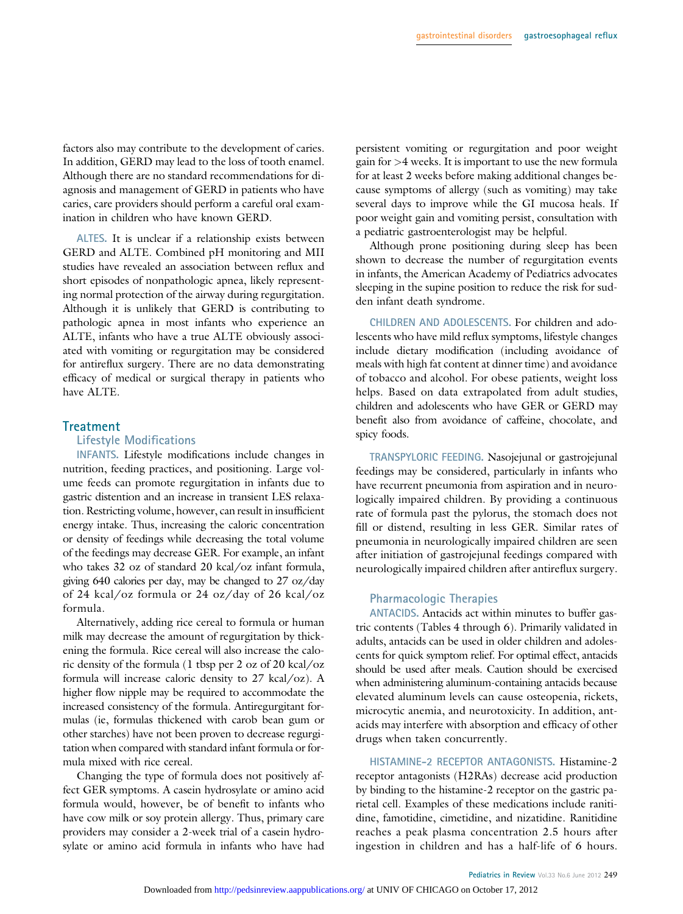factors also may contribute to the development of caries. In addition, GERD may lead to the loss of tooth enamel. Although there are no standard recommendations for diagnosis and management of GERD in patients who have caries, care providers should perform a careful oral examination in children who have known GERD.

**ALTES.** It is unclear if a relationship exists between GERD and ALTE. Combined pH monitoring and MII studies have revealed an association between reflux and short episodes of nonpathologic apnea, likely representing normal protection of the airway during regurgitation. Although it is unlikely that GERD is contributing to pathologic apnea in most infants who experience an ALTE, infants who have a true ALTE obviously associated with vomiting or regurgitation may be considered for antireflux surgery. There are no data demonstrating efficacy of medical or surgical therapy in patients who have ALTE.

## Treatment

### Lifestyle Modifications

**INFANTS.** Lifestyle modifications include changes in nutrition, feeding practices, and positioning. Large volume feeds can promote regurgitation in infants due to gastric distention and an increase in transient LES relaxation. Restricting volume, however, can result in insufficient energy intake. Thus, increasing the caloric concentration or density of feedings while decreasing the total volume of the feedings may decrease GER. For example, an infant who takes 32 oz of standard 20 kcal/oz infant formula, giving 640 calories per day, may be changed to 27 oz/day of 24 kcal/oz formula or 24 oz/day of 26 kcal/oz formula.

Alternatively, adding rice cereal to formula or human milk may decrease the amount of regurgitation by thickening the formula. Rice cereal will also increase the caloric density of the formula (1 tbsp per 2 oz of 20 kcal/oz formula will increase caloric density to 27 kcal/oz). A higher flow nipple may be required to accommodate the increased consistency of the formula. Antiregurgitant formulas (ie, formulas thickened with carob bean gum or other starches) have not been proven to decrease regurgitation when compared with standard infant formula or formula mixed with rice cereal.

Changing the type of formula does not positively affect GER symptoms. A casein hydrolysate or amino acid formula would, however, be of benefit to infants who have cow milk or soy protein allergy. Thus, primary care providers may consider a 2-week trial of a casein hydrolysate or amino acid formula in infants who have had persistent vomiting or regurgitation and poor weight gain for >4 weeks. It is important to use the new formula for at least 2 weeks before making additional changes because symptoms of allergy (such as vomiting) may take several days to improve while the GI mucosa heals. If poor weight gain and vomiting persist, consultation with a pediatric gastroenterologist may be helpful.

Although prone positioning during sleep has been shown to decrease the number of regurgitation events in infants, the American Academy of Pediatrics advocates sleeping in the supine position to reduce the risk for sudden infant death syndrome.

**CHILDREN AND ADOLESCENTS.** For children and adolescents who have mild reflux symptoms, lifestyle changes include dietary modification (including avoidance of meals with high fat content at dinner time) and avoidance of tobacco and alcohol. For obese patients, weight loss helps. Based on data extrapolated from adult studies, children and adolescents who have GER or GERD may benefit also from avoidance of caffeine, chocolate, and spicy foods.

**TRANSPYLORIC FEEDING.** Nasojejunal or gastrojejunal feedings may be considered, particularly in infants who have recurrent pneumonia from aspiration and in neurologically impaired children. By providing a continuous rate of formula past the pylorus, the stomach does not fill or distend, resulting in less GER. Similar rates of pneumonia in neurologically impaired children are seen after initiation of gastrojejunal feedings compared with neurologically impaired children after antireflux surgery.

### Pharmacologic Therapies

**ANTACIDS.** Antacids act within minutes to buffer gastric contents (Tables 4 through 6). Primarily validated in adults, antacids can be used in older children and adolescents for quick symptom relief. For optimal effect, antacids should be used after meals. Caution should be exercised when administering aluminum-containing antacids because elevated aluminum levels can cause osteopenia, rickets, microcytic anemia, and neurotoxicity. In addition, antacids may interfere with absorption and efficacy of other drugs when taken concurrently.

**HISTAMINE-2 RECEPTOR ANTAGONISTS.** Histamine-2 receptor antagonists (H2RAs) decrease acid production by binding to the histamine-2 receptor on the gastric parietal cell. Examples of these medications include ranitidine, famotidine, cimetidine, and nizatidine. Ranitidine reaches a peak plasma concentration 2.5 hours after ingestion in children and has a half-life of 6 hours.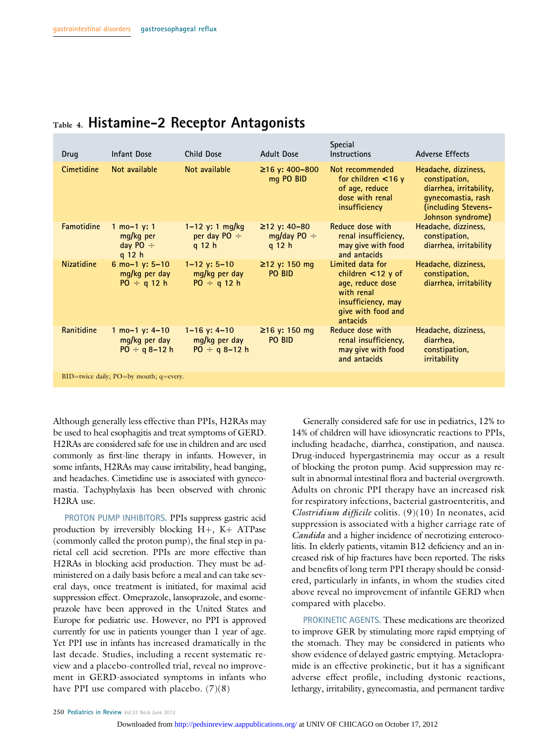## Table 4. Histamine-2 Receptor Antagonists

| Drug | Infant Dose | Child Dose | Adult Dose | Special Instructions | Adverse Effects |
|---|---|---|---|---|---|
| Cimetidine | Not available | Not available | ≥16 y: 400–800 mg PO BID | Not recommended for children <16 y of age, reduce dose with renal insufficiency | Headache, dizziness, constipation, diarrhea, irritability, gynecomastia, rash (including Stevens-Johnson syndrome) |
| Famotidine | 1 mo–1 y: 1 mg/kg per day PO ÷ q 12 h | 1–12 y: 1 mg/kg per day PO ÷ q 12 h | ≥12 y: 40–80 mg/day PO ÷ q 12 h | Reduce dose with renal insufficiency, may give with food and antacids | Headache, dizziness, constipation, diarrhea, irritability |
| Nizatidine | 6 mo–1 y: 5–10 mg/kg per day PO ÷ q 12 h | 1–12 y: 5–10 mg/kg per day PO ÷ q 12 h | ≥12 y: 150 mg PO BID | Limited data for children <12 y of age, reduce dose with renal insufficiency, may give with food and antacids | Headache, dizziness, constipation, diarrhea, irritability |
| Ranitidine | 1 mo–1 y: 4–10 mg/kg per day PO ÷ q 8–12 h | 1–16 y: 4–10 mg/kg per day PO ÷ q 8–12 h | ≥16 y: 150 mg PO BID | Reduce dose with renal insufficiency, may give with food and antacids | Headache, dizziness, diarrhea, constipation, irritability |

BID=twice daily; PO=by mouth; q=every.

Although generally less effective than PPIs, H2RAs may be used to heal esophagitis and treat symptoms of GERD. H2RAs are considered safe for use in children and are used commonly as first-line therapy in infants. However, in some infants, H2RAs may cause irritability, head banging, and headaches. Cimetidine use is associated with gynecomastia. Tachyphylaxis has been observed with chronic H2RA use.

**PROTON PUMP INHIBITORS.** PPIs suppress gastric acid production by irreversibly blocking H+, K+ ATPase (commonly called the proton pump), the final step in parietal cell acid secretion. PPIs are more effective than H2RAs in blocking acid production. They must be administered on a daily basis before a meal and can take several days, once treatment is initiated, for maximal acid suppression effect. Omeprazole, lansoprazole, and esomeprazole have been approved in the United States and Europe for pediatric use. However, no PPI is approved currently for use in patients younger than 1 year of age. Yet PPI use in infants has increased dramatically in the last decade. Studies, including a recent systematic review and a placebo-controlled trial, reveal no improvement in GERD-associated symptoms in infants who have PPI use compared with placebo. (7)(8)

Generally considered safe for use in pediatrics, 12% to 14% of children will have idiosyncratic reactions to PPIs, including headache, diarrhea, constipation, and nausea. Drug-induced hypergastrinemia may occur as a result of blocking the proton pump. Acid suppression may result in abnormal intestinal flora and bacterial overgrowth. Adults on chronic PPI therapy have an increased risk for respiratory infections, bacterial gastroenteritis, and *Clostridium difficile* colitis. (9)(10) In neonates, acid suppression is associated with a higher carriage rate of *Candida* and a higher incidence of necrotizing enterocolitis. In elderly patients, vitamin B12 deficiency and an increased risk of hip fractures have been reported. The risks and benefits of long term PPI therapy should be considered, particularly in infants, in whom the studies cited above reveal no improvement of infantile GERD when compared with placebo.

**PROKINETIC AGENTS.** These medications are theorized to improve GER by stimulating more rapid emptying of the stomach. They may be considered in patients who show evidence of delayed gastric emptying. Metaclopramide is an effective prokinetic, but it has a significant adverse effect profile, including dystonic reactions, lethargy, irritability, gynecomastia, and permanent tardive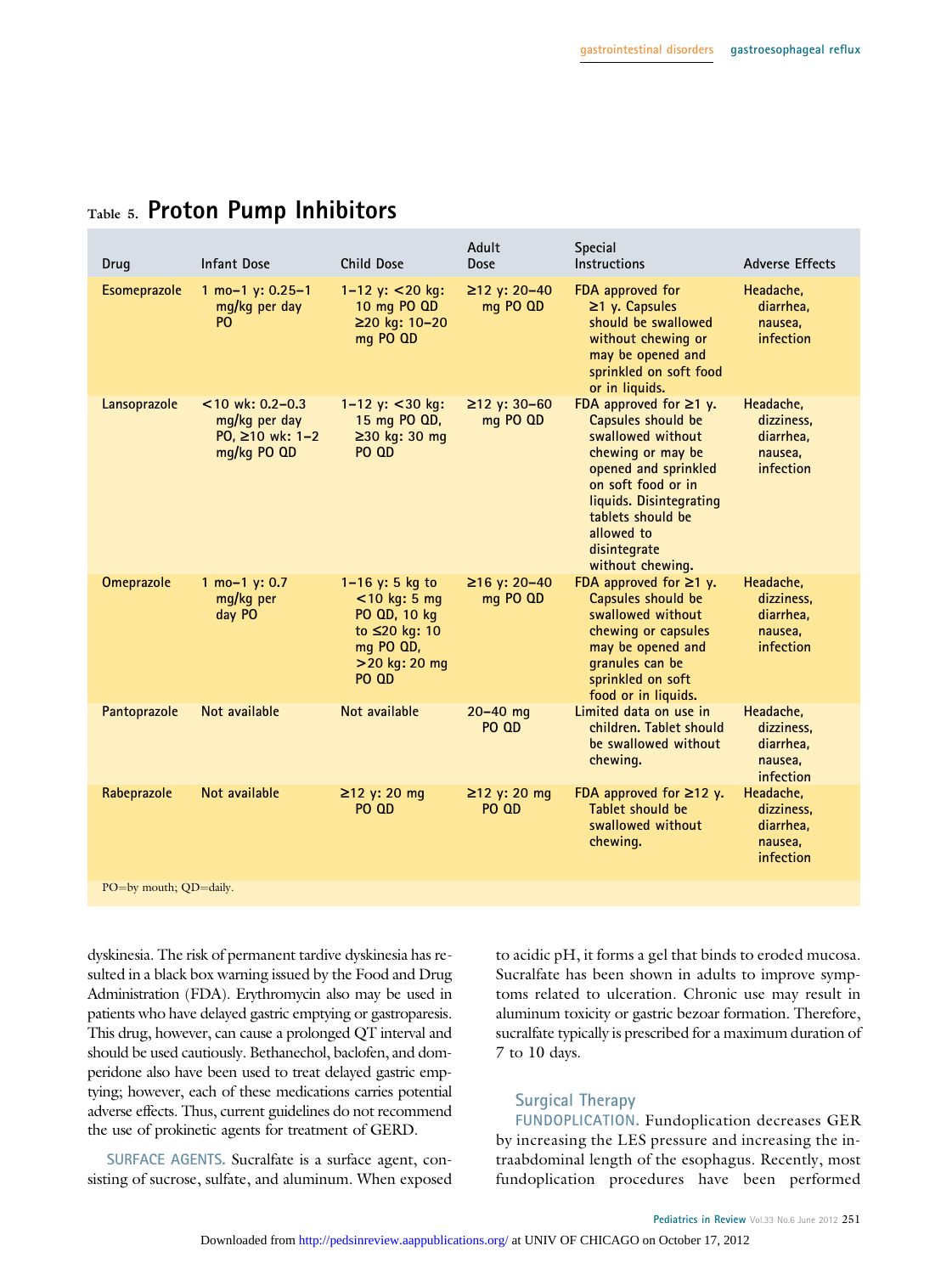Table 5. **Proton Pump Inhibitors**

| Drug | Infant Dose | Child Dose | Adult Dose | Special Instructions | Adverse Effects |
|---|---|---|---|---|---|
| Esomeprazole | 1 mo–1 y: 0.25–1 mg/kg per day PO | 1–12 y: <20 kg: 10 mg PO QD ≥20 kg: 10–20 mg PO QD | ≥12 y: 20–40 mg PO QD | FDA approved for ≥1 y. Capsules should be swallowed without chewing or may be opened and sprinkled on soft food or in liquids. | Headache, diarrhea, nausea, infection |
| Lansoprazole | <10 wk: 0.2–0.3 mg/kg per day PO, ≥10 wk: 1–2 mg/kg PO QD | 1–12 y: <30 kg: 15 mg PO QD, ≥30 kg: 30 mg PO QD | ≥12 y: 30–60 mg PO QD | FDA approved for ≥1 y. Capsules should be swallowed without chewing or may be opened and sprinkled on soft food or in liquids. Disintegrating tablets should be allowed to disintegrate without chewing. | Headache, dizziness, diarrhea, nausea, infection |
| Omeprazole | 1 mo–1 y: 0.7 mg/kg per day PO | 1–16 y: 5 kg to <10 kg: 5 mg PO QD, 10 kg to ≤20 kg: 10 mg PO QD, >20 kg: 20 mg PO QD | ≥16 y: 20–40 mg PO QD | FDA approved for ≥1 y. Capsules should be swallowed without chewing or capsules may be opened and granules can be sprinkled on soft food or in liquids. | Headache, dizziness, diarrhea, nausea, infection |
| Pantoprazole | Not available | Not available | 20–40 mg PO QD | Limited data on use in children. Tablet should be swallowed without chewing. | Headache, dizziness, diarrhea, nausea, infection |
| Rabeprazole | Not available | ≥12 y: 20 mg PO QD | ≥12 y: 20 mg PO QD | FDA approved for ≥12 y. Tablet should be swallowed without chewing. | Headache, dizziness, diarrhea, nausea, infection |

PO=by mouth; QD=daily.

dyskinesia. The risk of permanent tardive dyskinesia has resulted in a black box warning issued by the Food and Drug Administration (FDA). Erythromycin also may be used in patients who have delayed gastric emptying or gastroparesis. This drug, however, can cause a prolonged QT interval and should be used cautiously. Bethanechol, baclofen, and domperidone also have been used to treat delayed gastric emptying; however, each of these medications carries potential adverse effects. Thus, current guidelines do not recommend the use of prokinetic agents for treatment of GERD.

**SURFACE AGENTS.** Sucralfate is a surface agent, consisting of sucrose, sulfate, and aluminum. When exposed to acidic pH, it forms a gel that binds to eroded mucosa. Sucralfate has been shown in adults to improve symptoms related to ulceration. Chronic use may result in aluminum toxicity or gastric bezoar formation. Therefore, sucralfate typically is prescribed for a maximum duration of 7 to 10 days.

### Surgical Therapy

**FUNDOPLICATION.** Fundoplication decreases GER by increasing the LES pressure and increasing the intraabdominal length of the esophagus. Recently, most fundoplication procedures have been performed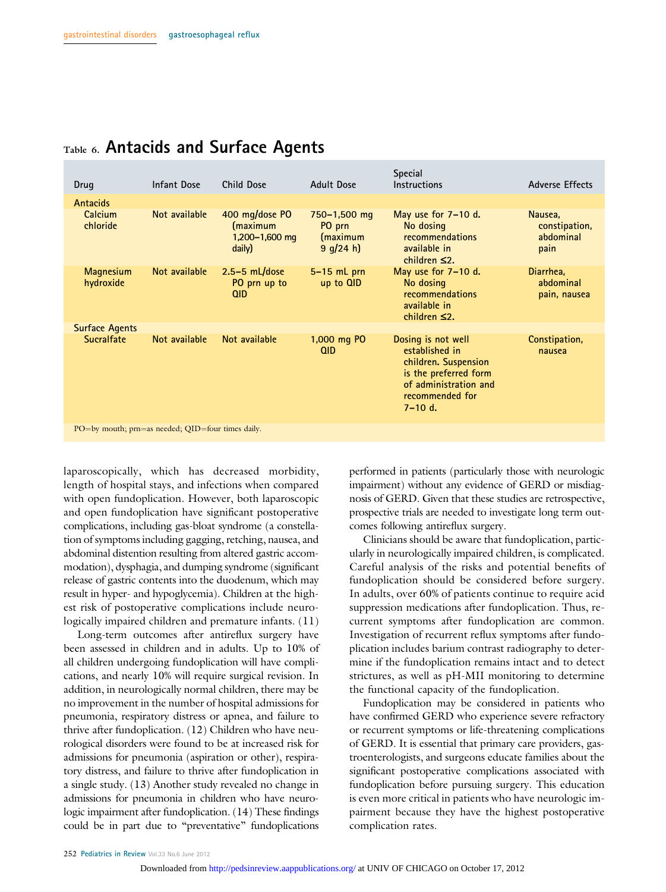## Table 6. Antacids and Surface Agents

| Drug | Infant Dose | Child Dose | Adult Dose | Special Instructions | Adverse Effects |
|---|---|---|---|---|---|
| **Antacids** | | | | | |
| Calcium chloride | Not available | 400 mg/dose PO (maximum 1,200–1,600 mg daily) | 750–1,500 mg PO prn (maximum 9 g/24 h) | May use for 7–10 d. No dosing recommendations available in children ≤2. | Nausea, constipation, abdominal pain |
| Magnesium hydroxide | Not available | 2.5–5 mL/dose PO prn up to QID | 5–15 mL prn up to QID | May use for 7–10 d. No dosing recommendations available in children ≤2. | Diarrhea, abdominal pain, nausea |
| **Surface Agents** | | | | | |
| Sucralfate | Not available | Not available | 1,000 mg PO QID | Dosing is not well established in children. Suspension is the preferred form of administration and recommended for 7–10 d. | Constipation, nausea |

PO=by mouth; prn=as needed; QID=four times daily.

laparoscopically, which has decreased morbidity, length of hospital stays, and infections when compared with open fundoplication. However, both laparoscopic and open fundoplication have significant postoperative complications, including gas-bloat syndrome (a constellation of symptoms including gagging, retching, nausea, and abdominal distention resulting from altered gastric accommodation), dysphagia, and dumping syndrome (significant release of gastric contents into the duodenum, which may result in hyper- and hypoglycemia). Children at the highest risk of postoperative complications include neurologically impaired children and premature infants. (11)

Long-term outcomes after antireflux surgery have been assessed in children and in adults. Up to 10% of all children undergoing fundoplication will have complications, and nearly 10% will require surgical revision. In addition, in neurologically normal children, there may be no improvement in the number of hospital admissions for pneumonia, respiratory distress or apnea, and failure to thrive after fundoplication. (12) Children who have neurological disorders were found to be at increased risk for admissions for pneumonia (aspiration or other), respiratory distress, and failure to thrive after fundoplication in a single study. (13) Another study revealed no change in admissions for pneumonia in children who have neurologic impairment after fundoplication. (14) These findings could be in part due to "preventative" fundoplications performed in patients (particularly those with neurologic impairment) without any evidence of GERD or misdiagnosis of GERD. Given that these studies are retrospective, prospective trials are needed to investigate long term outcomes following antireflux surgery.

Clinicians should be aware that fundoplication, particularly in neurologically impaired children, is complicated. Careful analysis of the risks and potential benefits of fundoplication should be considered before surgery. In adults, over 60% of patients continue to require acid suppression medications after fundoplication. Thus, recurrent symptoms after fundoplication are common. Investigation of recurrent reflux symptoms after fundoplication includes barium contrast radiography to determine if the fundoplication remains intact and to detect strictures, as well as pH-MII monitoring to determine the functional capacity of the fundoplication.

Fundoplication may be considered in patients who have confirmed GERD who experience severe refractory or recurrent symptoms or life-threatening complications of GERD. It is essential that primary care providers, gastroenterologists, and surgeons educate families about the significant postoperative complications associated with fundoplication before pursuing surgery. This education is even more critical in patients who have neurologic impairment because they have the highest postoperative complication rates.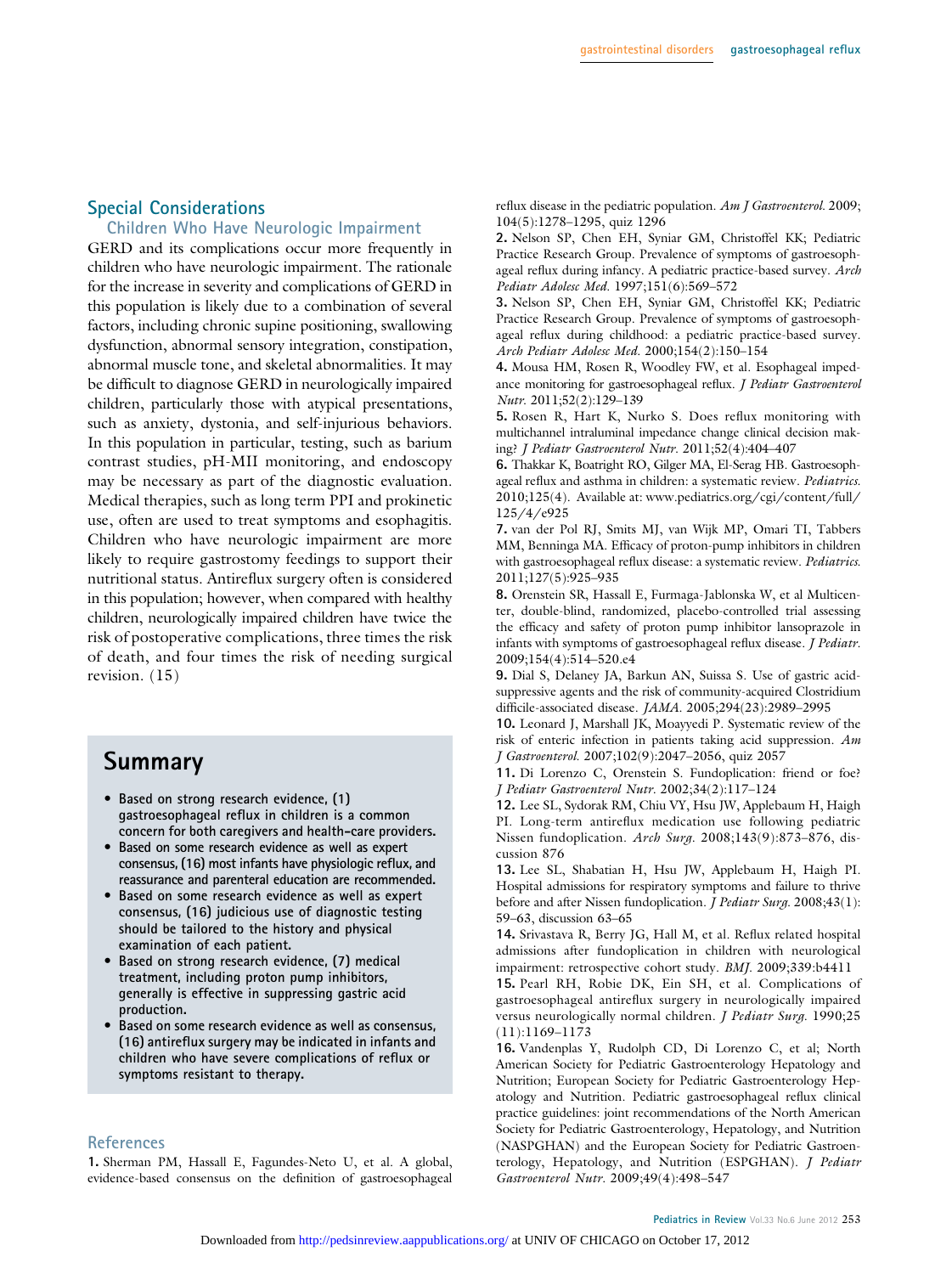## Special Considerations

### Children Who Have Neurologic Impairment

GERD and its complications occur more frequently in children who have neurologic impairment. The rationale for the increase in severity and complications of GERD in this population is likely due to a combination of several factors, including chronic supine positioning, swallowing dysfunction, abnormal sensory integration, constipation, abnormal muscle tone, and skeletal abnormalities. It may be difficult to diagnose GERD in neurologically impaired children, particularly those with atypical presentations, such as anxiety, dystonia, and self-injurious behaviors. In this population in particular, testing, such as barium contrast studies, pH-MII monitoring, and endoscopy may be necessary as part of the diagnostic evaluation. Medical therapies, such as long term PPI and prokinetic use, often are used to treat symptoms and esophagitis. Children who have neurologic impairment are more likely to require gastrostomy feedings to support their nutritional status. Antireflux surgery often is considered in this population; however, when compared with healthy children, neurologically impaired children have twice the risk of postoperative complications, three times the risk of death, and four times the risk of needing surgical revision. (15)

## Summary

- Based on strong research evidence, (1) gastroesophageal reflux in children is a common concern for both caregivers and health-care providers.
- Based on some research evidence as well as expert consensus, (16) most infants have physiologic reflux, and reassurance and parenteral education are recommended.
- Based on some research evidence as well as expert consensus, (16) judicious use of diagnostic testing should be tailored to the history and physical examination of each patient.
- Based on strong research evidence, (7) medical treatment, including proton pump inhibitors, generally is effective in suppressing gastric acid production.
- Based on some research evidence as well as consensus, (16) antireflux surgery may be indicated in infants and children who have severe complications of reflux or symptoms resistant to therapy.

## References

**1.** Sherman PM, Hassall E, Fagundes-Neto U, et al. A global, evidence-based consensus on the definition of gastroesophageal reflux disease in the pediatric population. *Am J Gastroenterol.* 2009; 104(5):1278–1295, quiz 1296

**2.** Nelson SP, Chen EH, Syniar GM, Christoffel KK; Pediatric Practice Research Group. Prevalence of symptoms of gastroesophageal reflux during infancy. A pediatric practice-based survey. *Arch Pediatr Adolesc Med.* 1997;151(6):569–572

**3.** Nelson SP, Chen EH, Syniar GM, Christoffel KK; Pediatric Practice Research Group. Prevalence of symptoms of gastroesophageal reflux during childhood: a pediatric practice-based survey. *Arch Pediatr Adolesc Med.* 2000;154(2):150–154

**4.** Mousa HM, Rosen R, Woodley FW, et al. Esophageal impedance monitoring for gastroesophageal reflux. *J Pediatr Gastroenterol Nutr.* 2011;52(2):129–139

**5.** Rosen R, Hart K, Nurko S. Does reflux monitoring with multichannel intraluminal impedance change clinical decision making? *J Pediatr Gastroenterol Nutr.* 2011;52(4):404–407

**6.** Thakkar K, Boatright RO, Gilger MA, El-Serag HB. Gastroesophageal reflux and asthma in children: a systematic review. *Pediatrics.* 2010;125(4). Available at: www.pediatrics.org/cgi/content/full/125/4/e925

**7.** van der Pol RJ, Smits MJ, van Wijk MP, Omari TI, Tabbers MM, Benninga MA. Efficacy of proton-pump inhibitors in children with gastroesophageal reflux disease: a systematic review. *Pediatrics.* 2011;127(5):925–935

**8.** Orenstein SR, Hassall E, Furmaga-Jablonska W, et al Multicenter, double-blind, randomized, placebo-controlled trial assessing the efficacy and safety of proton pump inhibitor lansoprazole in infants with symptoms of gastroesophageal reflux disease. *J Pediatr.* 2009;154(4):514–520.e4

**9.** Dial S, Delaney JA, Barkun AN, Suissa S. Use of gastric acid-suppressive agents and the risk of community-acquired Clostridium difficile-associated disease. *JAMA.* 2005;294(23):2989–2995

**10.** Leonard J, Marshall JK, Moayyedi P. Systematic review of the risk of enteric infection in patients taking acid suppression. *Am J Gastroenterol.* 2007;102(9):2047–2056, quiz 2057

**11.** Di Lorenzo C, Orenstein S. Fundoplication: friend or foe? *J Pediatr Gastroenterol Nutr.* 2002;34(2):117–124

**12.** Lee SL, Sydorak RM, Chiu VY, Hsu JW, Applebaum H, Haigh PI. Long-term antireflux medication use following pediatric Nissen fundoplication. *Arch Surg.* 2008;143(9):873–876, discussion 876

**13.** Lee SL, Shabatian H, Hsu JW, Applebaum H, Haigh PI. Hospital admissions for respiratory symptoms and failure to thrive before and after Nissen fundoplication. *J Pediatr Surg.* 2008;43(1): 59–63, discussion 63–65

**14.** Srivastava R, Berry JG, Hall M, et al. Reflux related hospital admissions after fundoplication in children with neurological impairment: retrospective cohort study. *BMJ.* 2009;339:b4411

**15.** Pearl RH, Robie DK, Ein SH, et al. Complications of gastroesophageal antireflux surgery in neurologically impaired versus neurologically normal children. *J Pediatr Surg.* 1990;25 (11):1169–1173

**16.** Vandenplas Y, Rudolph CD, Di Lorenzo C, et al; North American Society for Pediatric Gastroenterology Hepatology and Nutrition; European Society for Pediatric Gastroenterology Hepatology and Nutrition. Pediatric gastroesophageal reflux clinical practice guidelines: joint recommendations of the North American Society for Pediatric Gastroenterology, Hepatology, and Nutrition (NASPGHAN) and the European Society for Pediatric Gastroenterology, Hepatology, and Nutrition (ESPGHAN). *J Pediatr Gastroenterol Nutr.* 2009;49(4):498–547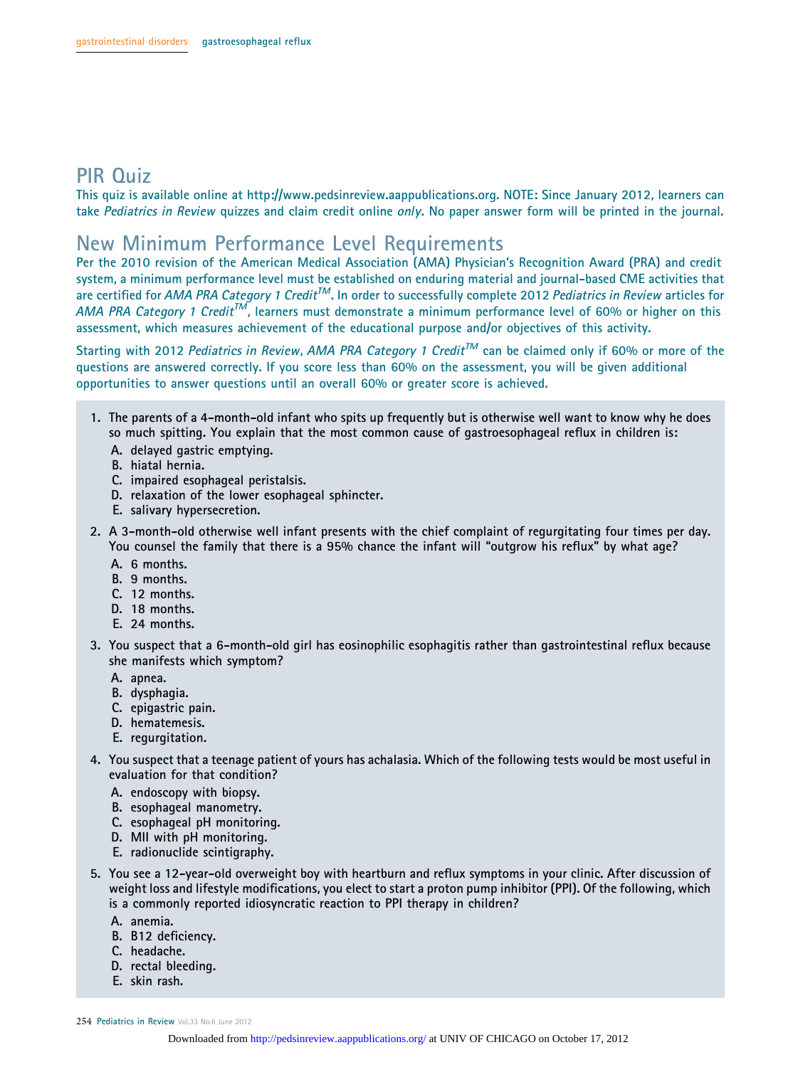## PIR Quiz

**This quiz is available online at http://www.pedsinreview.aappublications.org. NOTE: Since January 2012, learners can take *Pediatrics in Review* quizzes and claim credit online *only*. No paper answer form will be printed in the journal.**

## New Minimum Performance Level Requirements

**Per the 2010 revision of the American Medical Association (AMA) Physician's Recognition Award (PRA) and credit system, a minimum performance level must be established on enduring material and journal-based CME activities that are certified for *AMA PRA Category 1 Credit™*. In order to successfully complete 2012 *Pediatrics in Review* articles for *AMA PRA Category 1 Credit™*, learners must demonstrate a minimum performance level of 60% or higher on this assessment, which measures achievement of the educational purpose and/or objectives of this activity.**

Starting with 2012 *Pediatrics in Review*, *AMA PRA Category 1 Credit™* can be claimed only if 60% or more of the questions are answered correctly. If you score less than 60% on the assessment, you will be given additional opportunities to answer questions until an overall 60% or greater score is achieved.

1. The parents of a 4-month-old infant who spits up frequently but is otherwise well want to know why he does so much spitting. You explain that the most common cause of gastroesophageal reflux in children is:
   - A. delayed gastric emptying.
   - B. hiatal hernia.
   - C. impaired esophageal peristalsis.
   - D. relaxation of the lower esophageal sphincter.
   - E. salivary hypersecretion.

2. A 3-month-old otherwise well infant presents with the chief complaint of regurgitating four times per day. You counsel the family that there is a 95% chance the infant will "outgrow his reflux" by what age?
   - A. 6 months.
   - B. 9 months.
   - C. 12 months.
   - D. 18 months.
   - E. 24 months.

3. You suspect that a 6-month-old girl has eosinophilic esophagitis rather than gastrointestinal reflux because she manifests which symptom?
   - A. apnea.
   - B. dysphagia.
   - C. epigastric pain.
   - D. hematemesis.
   - E. regurgitation.

4. You suspect that a teenage patient of yours has achalasia. Which of the following tests would be most useful in evaluation for that condition?
   - A. endoscopy with biopsy.
   - B. esophageal manometry.
   - C. esophageal pH monitoring.
   - D. MII with pH monitoring.
   - E. radionuclide scintigraphy.

5. You see a 12-year-old overweight boy with heartburn and reflux symptoms in your clinic. After discussion of weight loss and lifestyle modifications, you elect to start a proton pump inhibitor (PPI). Of the following, which is a commonly reported idiosyncratic reaction to PPI therapy in children?
   - A. anemia.
   - B. B12 deficiency.
   - C. headache.
   - D. rectal bleeding.
   - E. skin rash.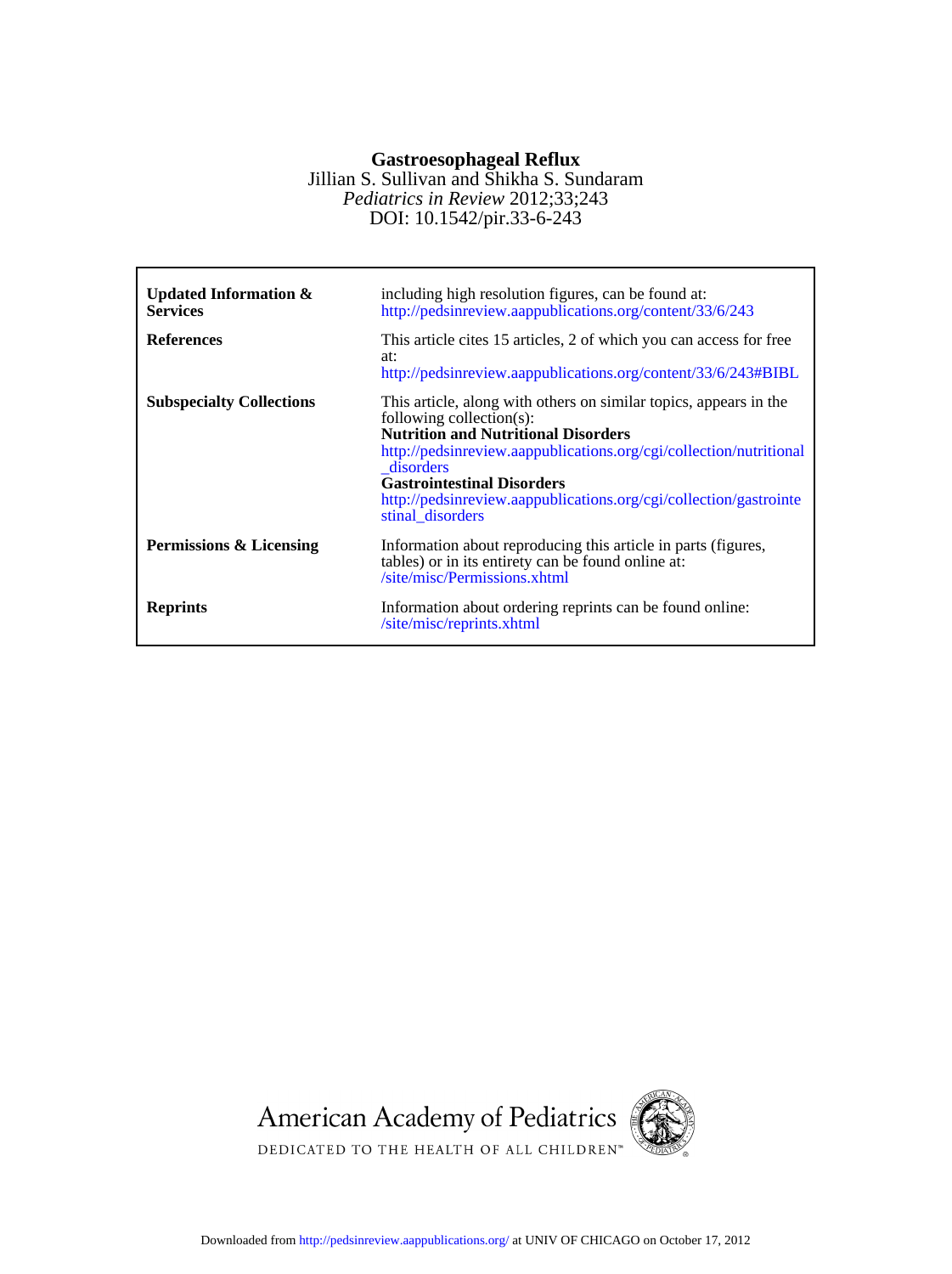# Gastroesophageal Reflux

Jillian S. Sullivan and Shikha S. Sundaram

*Pediatrics in Review* 2012;33;243

DOI: 10.1542/pir.33-6-243

| | |
|---|---|
| **Updated Information & Services** | including high resolution figures, can be found at: http://pedsinreview.aappublications.org/content/33/6/243 |
| **References** | This article cites 15 articles, 2 of which you can access for free at: http://pedsinreview.aappublications.org/content/33/6/243#BIBL |
| **Subspecialty Collections** | This article, along with others on similar topics, appears in the following collection(s): **Nutrition and Nutritional Disorders** http://pedsinreview.aappublications.org/cgi/collection/nutritional_disorders **Gastrointestinal Disorders** http://pedsinreview.aappublications.org/cgi/collection/gastrointestinal_disorders |
| **Permissions & Licensing** | Information about reproducing this article in parts (figures, tables) or in its entirety can be found online at: /site/misc/Permissions.xhtml |
| **Reprints** | Information about ordering reprints can be found online: /site/misc/reprints.xhtml |

American Academy of Pediatrics

DEDICATED TO THE HEALTH OF ALL CHILDREN™

Downloaded from http://pedsinreview.aappublications.org/ at UNIV OF CHICAGO on October 17, 2012